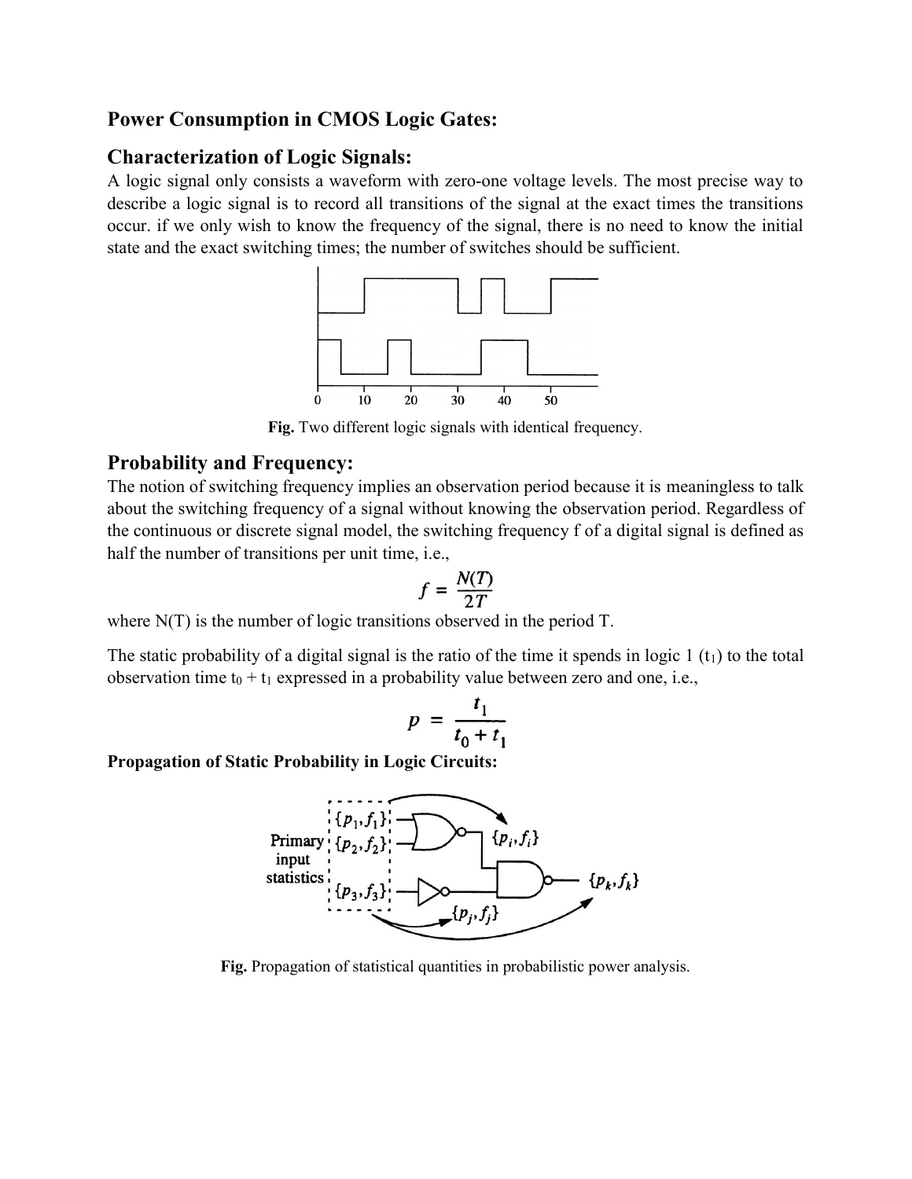## Power Consumption in CMOS Logic Gates:

## Characterization of Logic Signals:

A logic signal only consists a waveform with zero-one voltage levels. The most precise way to describe a logic signal is to record all transitions of the signal at the exact times the transitions occur. if we only wish to know the frequency of the signal, there is no need to know the initial state and the exact switching times; the number of switches should be sufficient.

**Fig.** Two different logic signals with identical frequency.

## Probability and Frequency:

The notion of switching frequency implies an observation period because it is meaningless to talk about the switching frequency of a signal without knowing the observation period. Regardless of the continuous or discrete signal model, the switching frequency f of a digital signal is defined as half the number of transitions per unit time, i.e.,

$$f = \frac{N(T)}{2T}$$

where N(T) is the number of logic transitions observed in the period T.

The static probability of a digital signal is the ratio of the time it spends in logic 1 ($t_1$) to the total observation time $t_0 + t_1$ expressed in a probability value between zero and one, i.e.,

$$p = \frac{t_1}{t_0 + t_1}$$

**Propagation of Static Probability in Logic Circuits:**

**Fig.** Propagation of statistical quantities in probabilistic power analysis.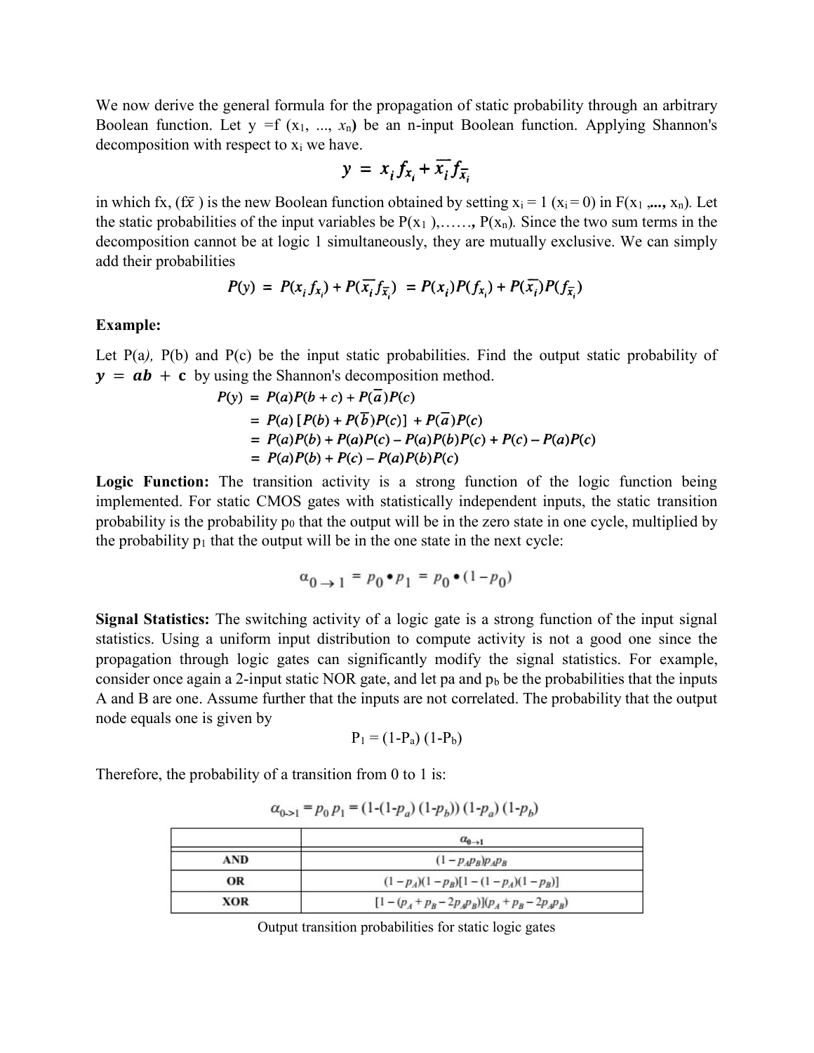We now derive the general formula for the propagation of static probability through an arbitrary Boolean function. Let $y = f(x_1, ..., x_n)$ be an n-input Boolean function. Applying Shannon's decomposition with respect to $x_i$ we have.

$$y = x_i f_{x_i} + \overline{x_i} f_{\overline{x_i}}$$

in which fx, ($f\overline{x}$ ) is the new Boolean function obtained by setting $x_i = 1$ ($x_i = 0$) in $F(x_1, ..., x_n)$. Let the static probabilities of the input variables be $P(x_1), \ldots, P(x_n)$. Since the two sum terms in the decomposition cannot be at logic 1 simultaneously, they are mutually exclusive. We can simply add their probabilities

$$P(y) = P(x_i f_{x_i}) + P(\overline{x_i} f_{\overline{x_i}}) = P(x_i)P(f_{x_i}) + P(\overline{x_i})P(f_{\overline{x_i}})$$

**Example:**

Let $P(a)$, $P(b)$ and $P(c)$ be the input static probabilities. Find the output static probability of $y = ab + c$ by using the Shannon's decomposition method.

$$
\begin{aligned}
P(y) &= P(a)P(b + c) + P(\overline{a})P(c) \\
&= P(a)\,[P(b) + P(\overline{b})P(c)] + P(\overline{a})P(c) \\
&= P(a)P(b) + P(a)P(c) - P(a)P(b)P(c) + P(c) - P(a)P(c) \\
&= P(a)P(b) + P(c) - P(a)P(b)P(c)
\end{aligned}
$$

**Logic Function:** The transition activity is a strong function of the logic function being implemented. For static CMOS gates with statistically independent inputs, the static transition probability is the probability $p_0$ that the output will be in the zero state in one cycle, multiplied by the probability $p_1$ that the output will be in the one state in the next cycle:

$$\alpha_{0 \rightarrow 1} = p_0 \bullet p_1 = p_0 \bullet (1 - p_0)$$

**Signal Statistics:** The switching activity of a logic gate is a strong function of the input signal statistics. Using a uniform input distribution to compute activity is not a good one since the propagation through logic gates can significantly modify the signal statistics. For example, consider once again a 2-input static NOR gate, and let pa and $p_b$ be the probabilities that the inputs A and B are one. Assume further that the inputs are not correlated. The probability that the output node equals one is given by

$$P_1 = (1-P_a)(1-P_b)$$

Therefore, the probability of a transition from 0 to 1 is:

$$\alpha_{0\text{->}1} = p_0 p_1 = (1-(1-p_a)(1-p_b))(1-p_a)(1-p_b)$$

| | $\alpha_{0 \rightarrow 1}$ |
|---|---|
| **AND** | $(1 - p_A p_B)p_A p_B$ |
| **OR** | $(1 - p_A)(1 - p_B)[1 - (1 - p_A)(1 - p_B)]$ |
| **XOR** | $[1 - (p_A + p_B - 2p_A p_B)](p_A + p_B - 2p_A p_B)$ |

Output transition probabilities for static logic gates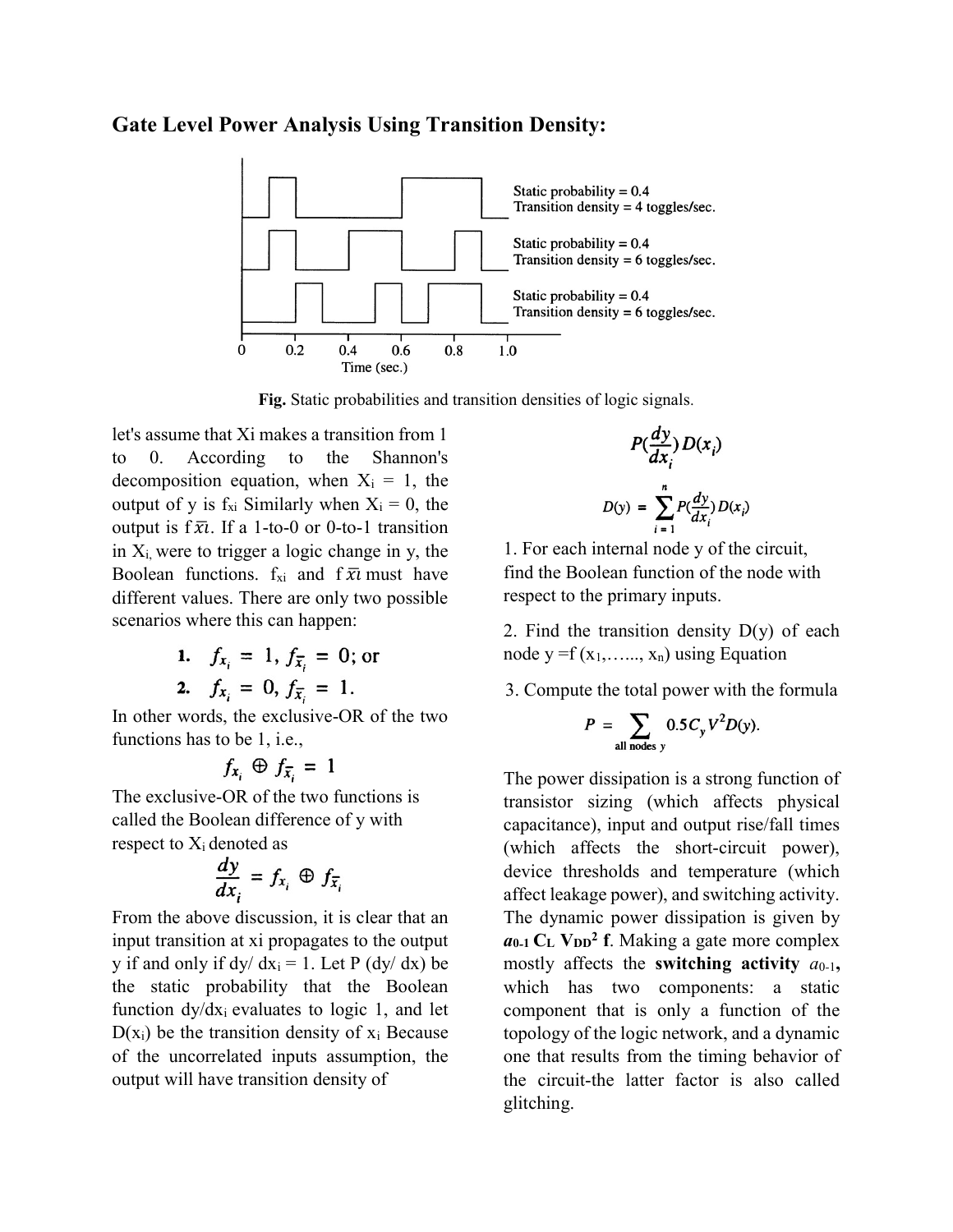## Gate Level Power Analysis Using Transition Density:

Static probability = 0.4
Transition density = 4 toggles/sec.

Static probability = 0.4
Transition density = 6 toggles/sec.

Static probability = 0.4
Transition density = 6 toggles/sec.

0 0.2 0.4 0.6 0.8 1.0
Time (sec.)

**Fig.** Static probabilities and transition densities of logic signals.

let's assume that Xi makes a transition from 1 to 0. According to the Shannon's decomposition equation, when $X_i = 1$, the output of y is $f_{xi}$ Similarly when $X_i = 0$, the output is $f\overline{xi}$. If a 1-to-0 or 0-to-1 transition in $X_i$, were to trigger a logic change in y, the Boolean functions. $f_{xi}$ and $f\overline{xi}$ must have different values. There are only two possible scenarios where this can happen:

1. $f_{x_i} = 1, f_{\overline{x}_i} = 0$; or
2. $f_{x_i} = 0, f_{\overline{x}_i} = 1$.

In other words, the exclusive-OR of the two functions has to be 1, i.e.,

$$f_{x_i} \oplus f_{\overline{x}_i} = 1$$

The exclusive-OR of the two functions is called the Boolean difference of y with respect to $X_i$ denoted as

$$\frac{dy}{dx_i} = f_{x_i} \oplus f_{\overline{x}_i}$$

From the above discussion, it is clear that an input transition at xi propagates to the output y if and only if $dy/dx_i = 1$. Let P (dy/ dx) be the static probability that the Boolean function $dy/dx_i$ evaluates to logic 1, and let $D(x_i)$ be the transition density of $x_i$ Because of the uncorrelated inputs assumption, the output will have transition density of

$$P(\frac{dy}{dx_i})D(x_i)$$

$$D(y) = \sum_{i=1}^{n} P(\frac{dy}{dx_i})D(x_i)$$

1. For each internal node y of the circuit, find the Boolean function of the node with respect to the primary inputs.

2. Find the transition density D(y) of each node $y = f(x_1, \ldots, x_n)$ using Equation

3. Compute the total power with the formula

$$P = \sum_{\text{all nodes } y} 0.5C_y V^2 D(y).$$

The power dissipation is a strong function of transistor sizing (which affects physical capacitance), input and output rise/fall times (which affects the short-circuit power), device thresholds and temperature (which affect leakage power), and switching activity. The dynamic power dissipation is given by $\boldsymbol{a_{0\text{-}1} C_L V_{DD}^2 f}$. Making a gate more complex mostly affects the **switching activity** $a_{0\text{-}1}$, which has two components: a static component that is only a function of the topology of the logic network, and a dynamic one that results from the timing behavior of the circuit-the latter factor is also called glitching.